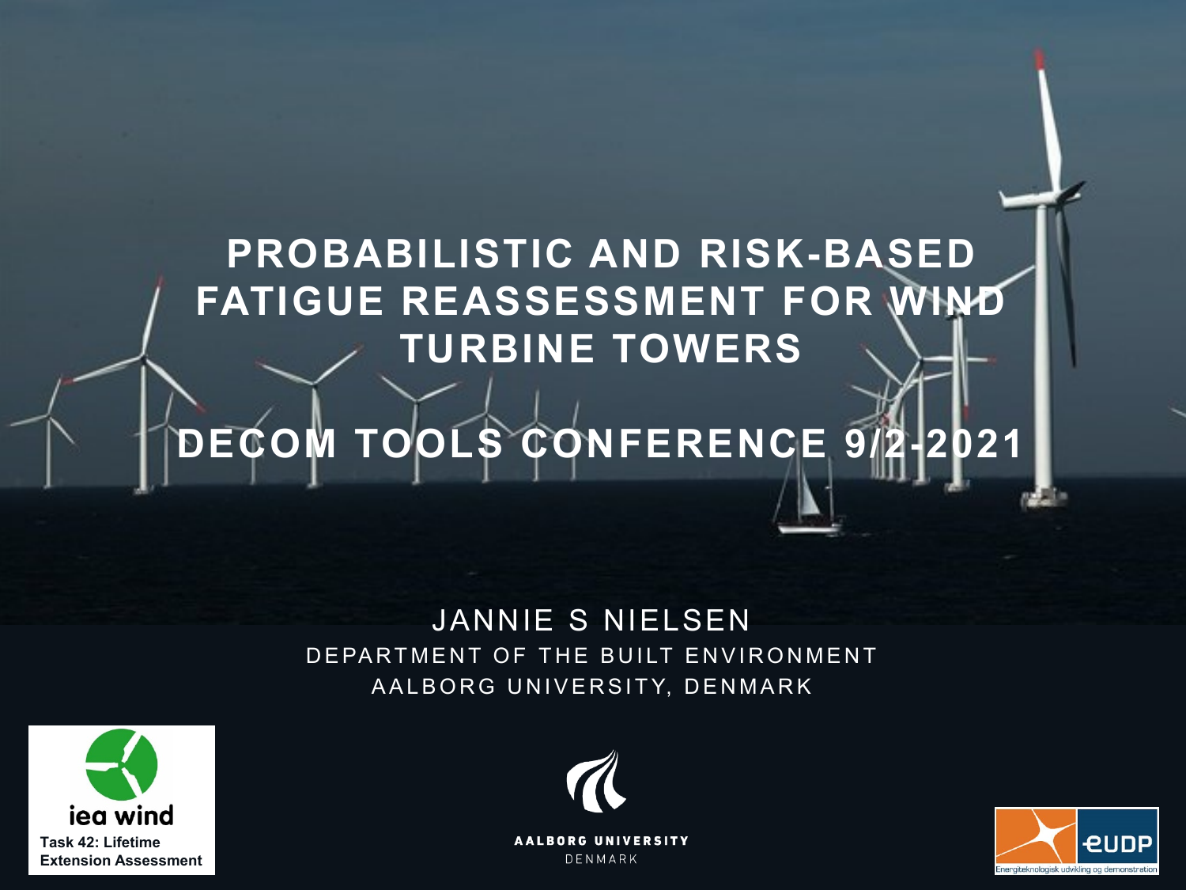# PROBABILISTIC AND RISK-BASED FATIGUE REASSESSMENT FOR WIND TURBINE TOWERS

## DECOM TOOLS CONFERENCE 9/2-2021

JANNIE S NIELSEN

DEPARTMENT OF THE BUILT ENVIRONMENT

AALBORG UNIVERSITY, DENMARK

iea wind

**Task 42: Lifetime Extension Assessment**

AALBORG UNIVERSITY DENMARK

EUDP

Energiteknologisk udvikling og demonstration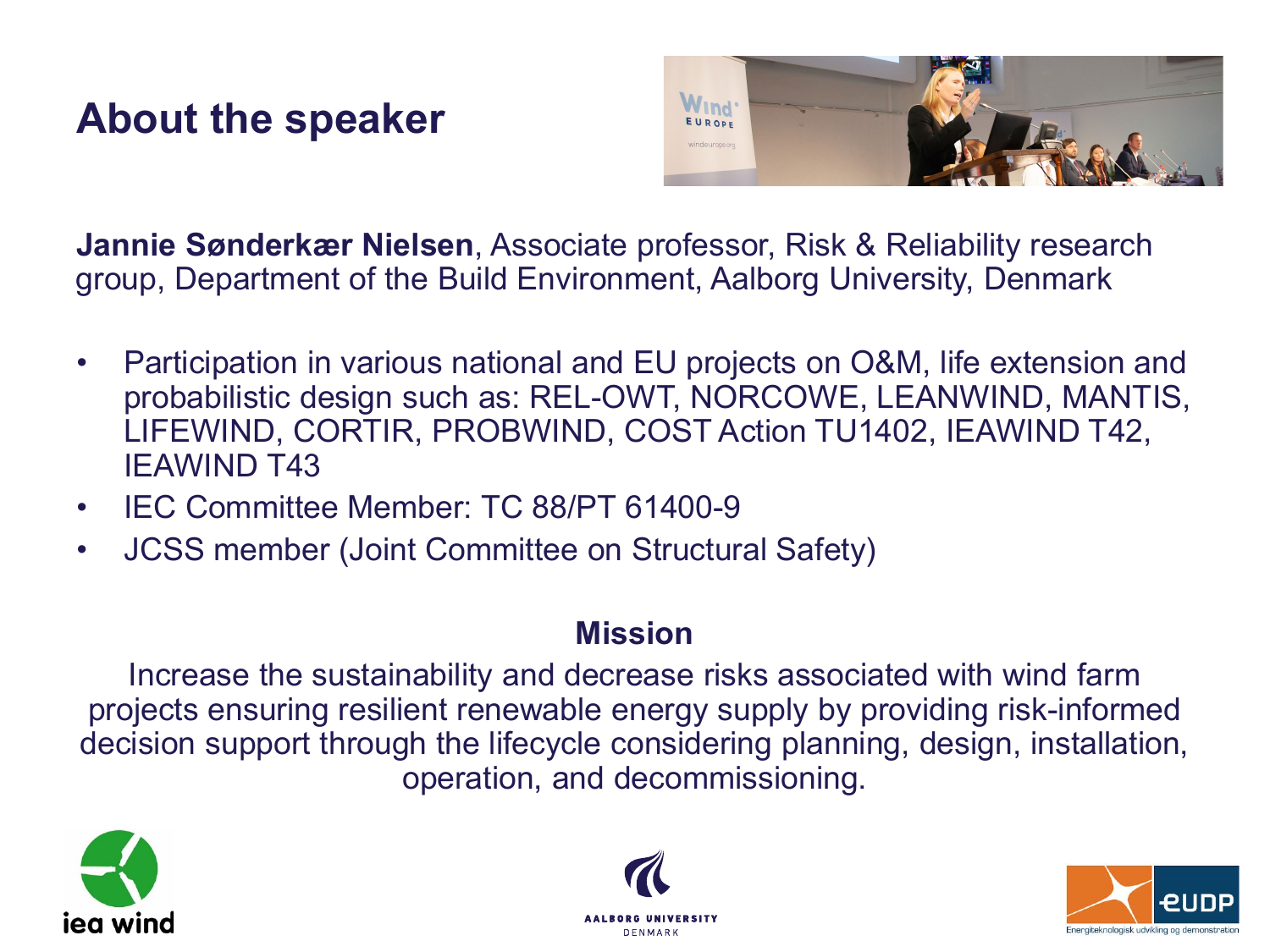# About the speaker

**Jannie Sønderkær Nielsen**, Associate professor, Risk & Reliability research group, Department of the Build Environment, Aalborg University, Denmark

- Participation in various national and EU projects on O&M, life extension and probabilistic design such as: REL-OWT, NORCOWE, LEANWIND, MANTIS, LIFEWIND, CORTIR, PROBWIND, COST Action TU1402, IEAWIND T42, IEAWIND T43
- IEC Committee Member: TC 88/PT 61400-9
- JCSS member (Joint Committee on Structural Safety)

**Mission**

Increase the sustainability and decrease risks associated with wind farm projects ensuring resilient renewable energy supply by providing risk-informed decision support through the lifecycle considering planning, design, installation, operation, and decommissioning.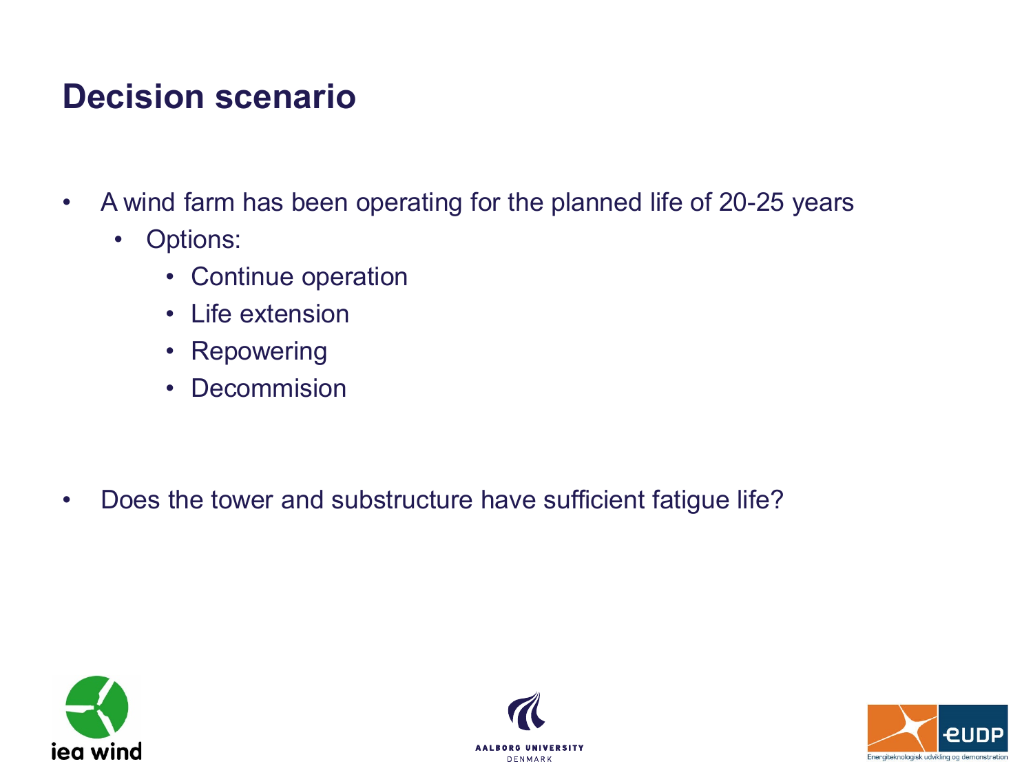# Decision scenario

- A wind farm has been operating for the planned life of 20-25 years
  - Options:
    - Continue operation
    - Life extension
    - Repowering
    - Decommision

- Does the tower and substructure have sufficient fatigue life?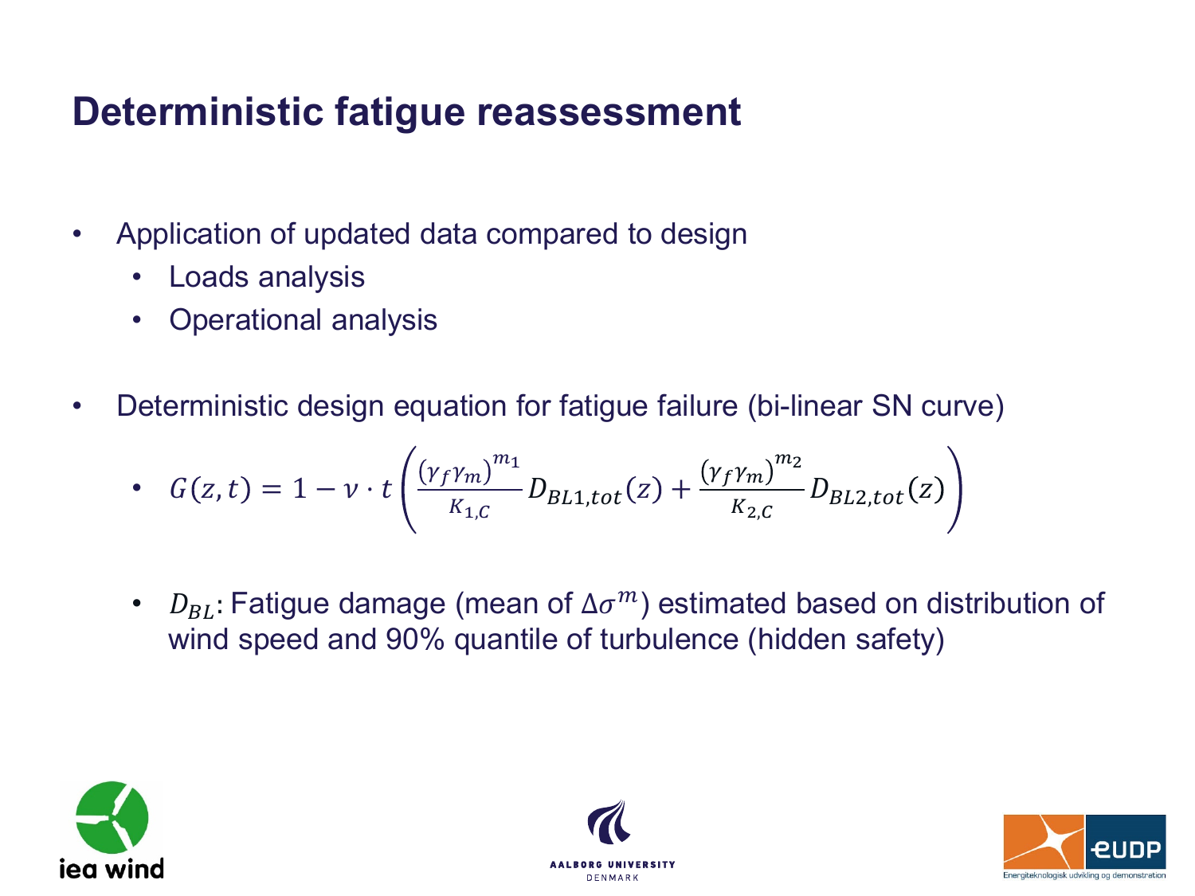# Deterministic fatigue reassessment

- Application of updated data compared to design
  - Loads analysis
  - Operational analysis
- Deterministic design equation for fatigue failure (bi-linear SN curve)
  - $G(z,t) = 1 - \nu \cdot t \left( \frac{(\gamma_f \gamma_m)^{m_1}}{K_{1,C}} D_{BL1,tot}(z) + \frac{(\gamma_f \gamma_m)^{m_2}}{K_{2,C}} D_{BL2,tot}(z) \right)$
  - $D_{BL}$: Fatigue damage (mean of $\Delta\sigma^m$) estimated based on distribution of wind speed and 90% quantile of turbulence (hidden safety)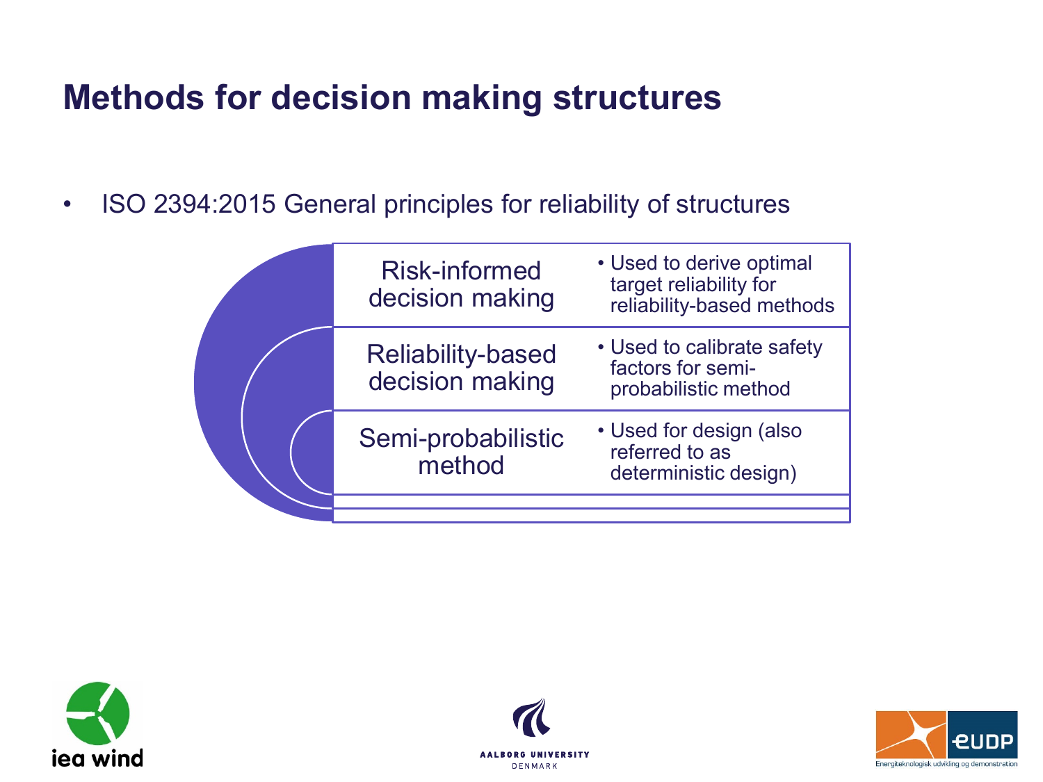# Methods for decision making structures

- ISO 2394:2015 General principles for reliability of structures

| Method | Use |
|---|---|
| Risk-informed decision making | • Used to derive optimal target reliability for reliability-based methods |
| Reliability-based decision making | • Used to calibrate safety factors for semi-probabilistic method |
| Semi-probabilistic method | • Used for design (also referred to as deterministic design) |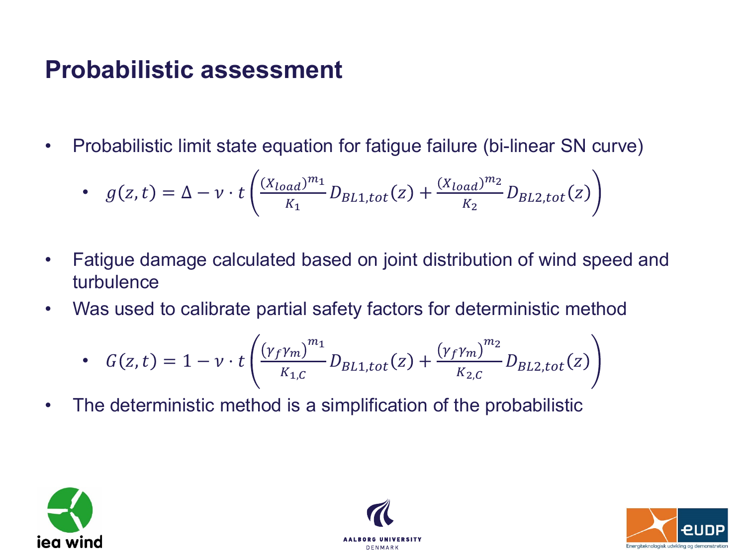# Probabilistic assessment

- Probabilistic limit state equation for fatigue failure (bi-linear SN curve)
  - $g(z,t) = \Delta - \nu \cdot t \left( \frac{(X_{load})^{m_1}}{K_1} D_{BL1,tot}(z) + \frac{(X_{load})^{m_2}}{K_2} D_{BL2,tot}(z) \right)$
- Fatigue damage calculated based on joint distribution of wind speed and turbulence
- Was used to calibrate partial safety factors for deterministic method
  - $G(z,t) = 1 - \nu \cdot t \left( \frac{(\gamma_f \gamma_m)^{m_1}}{K_{1,C}} D_{BL1,tot}(z) + \frac{(\gamma_f \gamma_m)^{m_2}}{K_{2,C}} D_{BL2,tot}(z) \right)$
- The deterministic method is a simplification of the probabilistic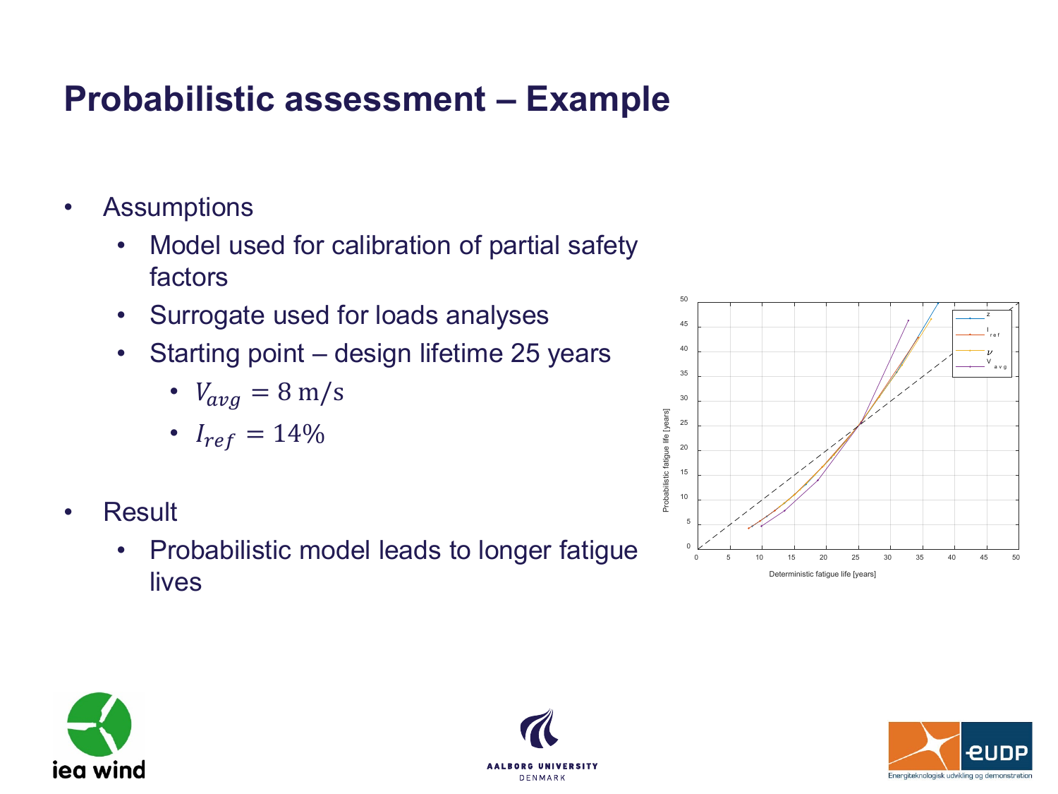# Probabilistic assessment – Example

- Assumptions
  - Model used for calibration of partial safety factors
  - Surrogate used for loads analyses
  - Starting point – design lifetime 25 years
    - $V_{avg} = 8 \text{ m/s}$
    - $I_{ref} = 14\%$
- Result
  - Probabilistic model leads to longer fatigue lives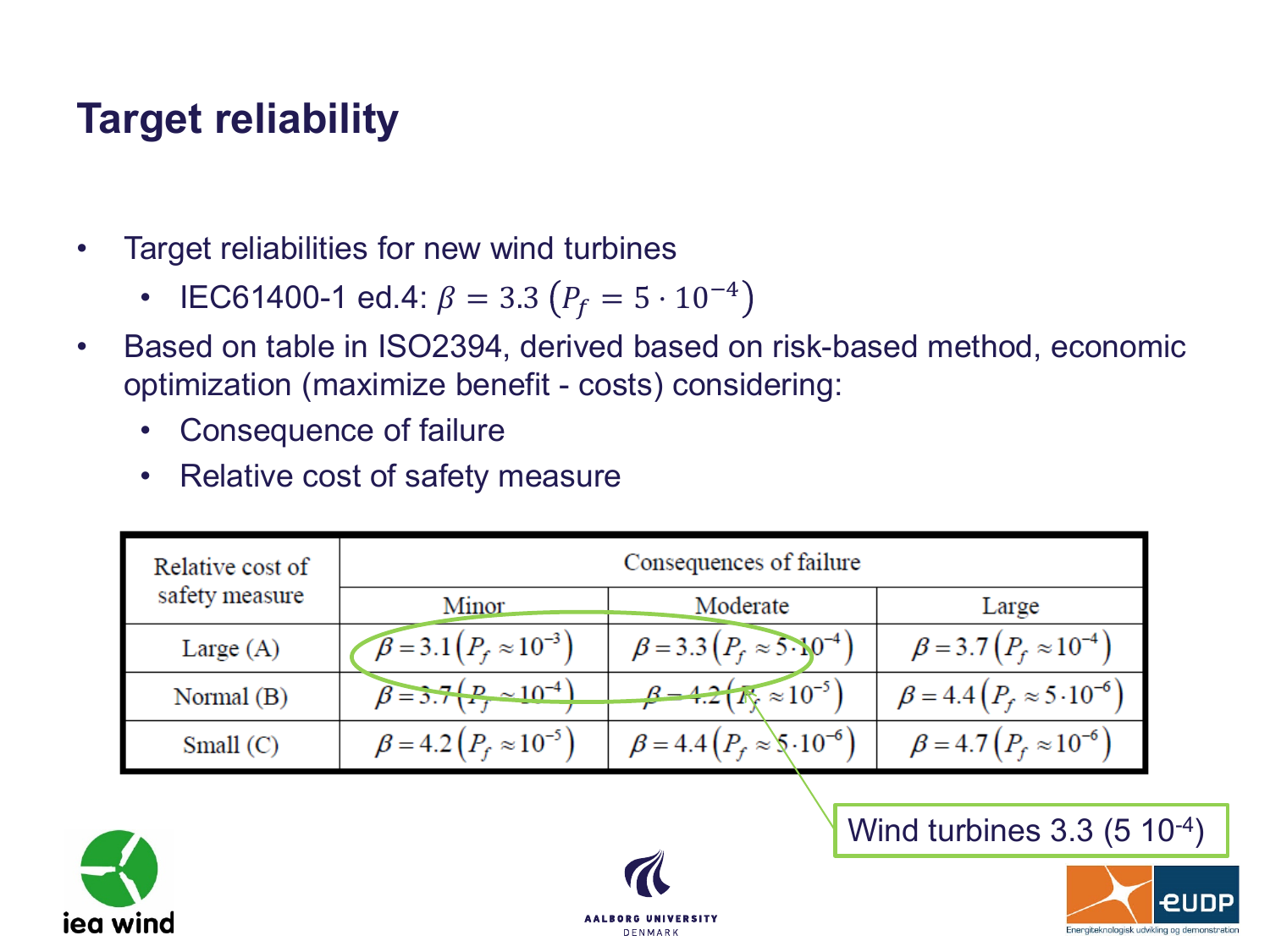# Target reliability

- Target reliabilities for new wind turbines
  - IEC61400-1 ed.4: $\beta = 3.3 \; (P_f = 5 \cdot 10^{-4})$
- Based on table in ISO2394, derived based on risk-based method, economic optimization (maximize benefit - costs) considering:
  - Consequence of failure
  - Relative cost of safety measure

| Relative cost of safety measure | Consequences of failure | | |
|---|---|---|---|
| | Minor | Moderate | Large |
| Large (A) | $\beta = 3.1 \left(P_f \approx 10^{-3}\right)$ | $\beta = 3.3 \left(P_f \approx 5 \cdot 10^{-4}\right)$ | $\beta = 3.7 \left(P_f \approx 10^{-4}\right)$ |
| Normal (B) | $\beta = 3.7 \left(P_f \approx 10^{-4}\right)$ | $\beta = 4.2 \left(P_f \approx 10^{-5}\right)$ | $\beta = 4.4 \left(P_f \approx 5 \cdot 10^{-6}\right)$ |
| Small (C) | $\beta = 4.2 \left(P_f \approx 10^{-5}\right)$ | $\beta = 4.4 \left(P_f \approx 5 \cdot 10^{-6}\right)$ | $\beta = 4.7 \left(P_f \approx 10^{-6}\right)$ |

Wind turbines 3.3 ($5 \; 10^{-4}$)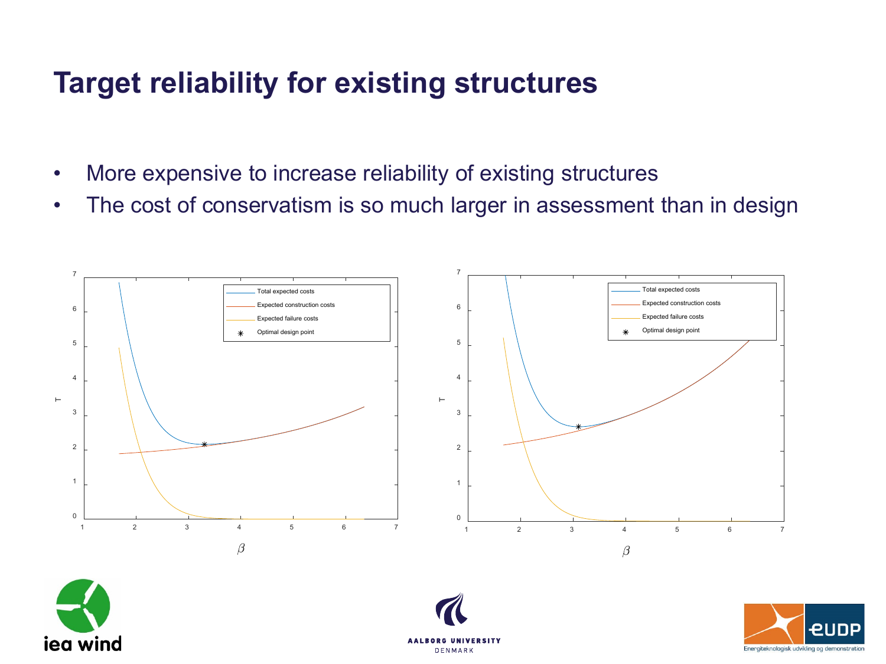# Target reliability for existing structures

- More expensive to increase reliability of existing structures
- The cost of conservatism is so much larger in assessment than in design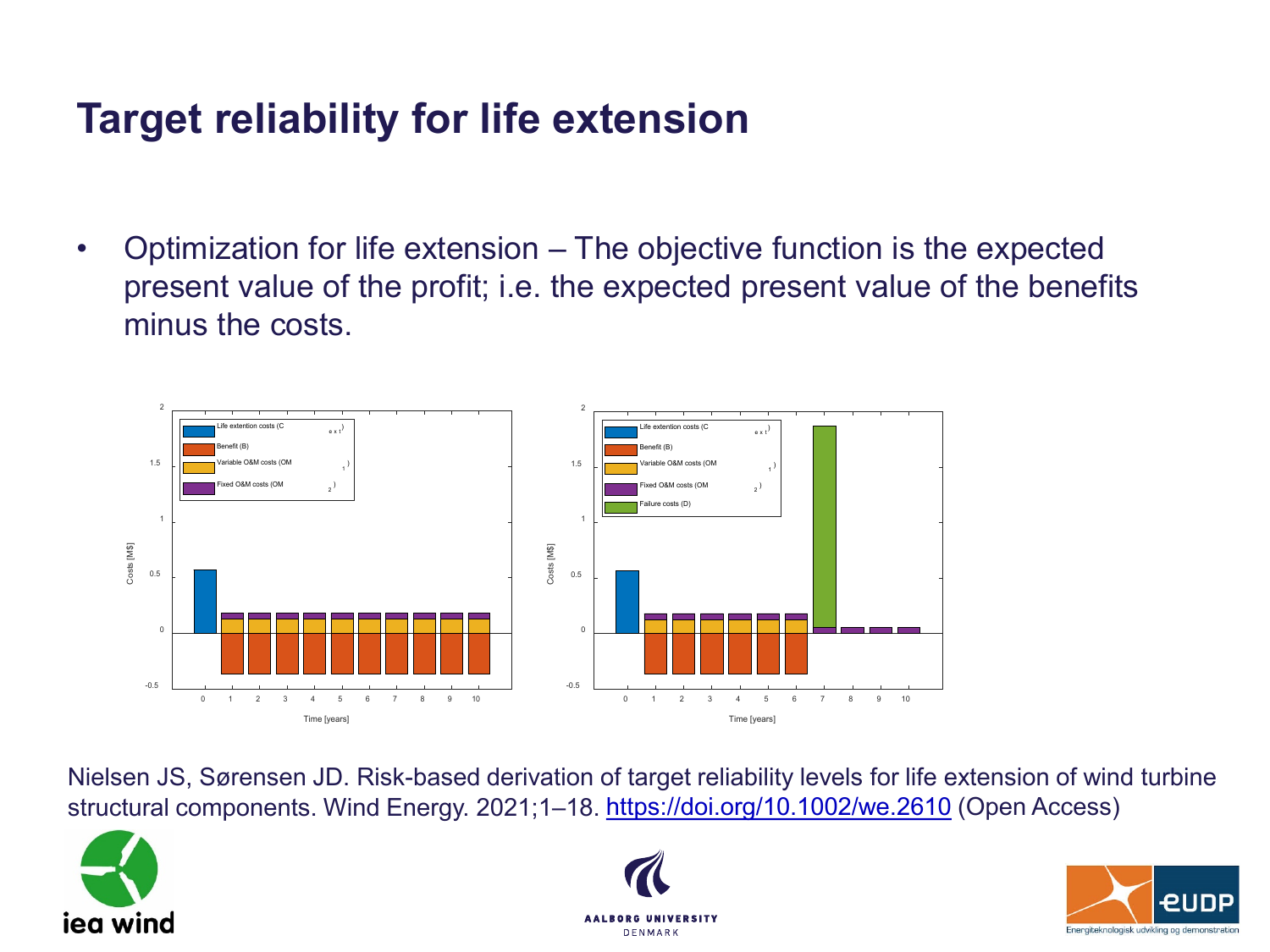# Target reliability for life extension

- Optimization for life extension – The objective function is the expected present value of the profit; i.e. the expected present value of the benefits minus the costs.

Nielsen JS, Sørensen JD. Risk-based derivation of target reliability levels for life extension of wind turbine structural components. Wind Energy. 2021;1–18. https://doi.org/10.1002/we.2610 (Open Access)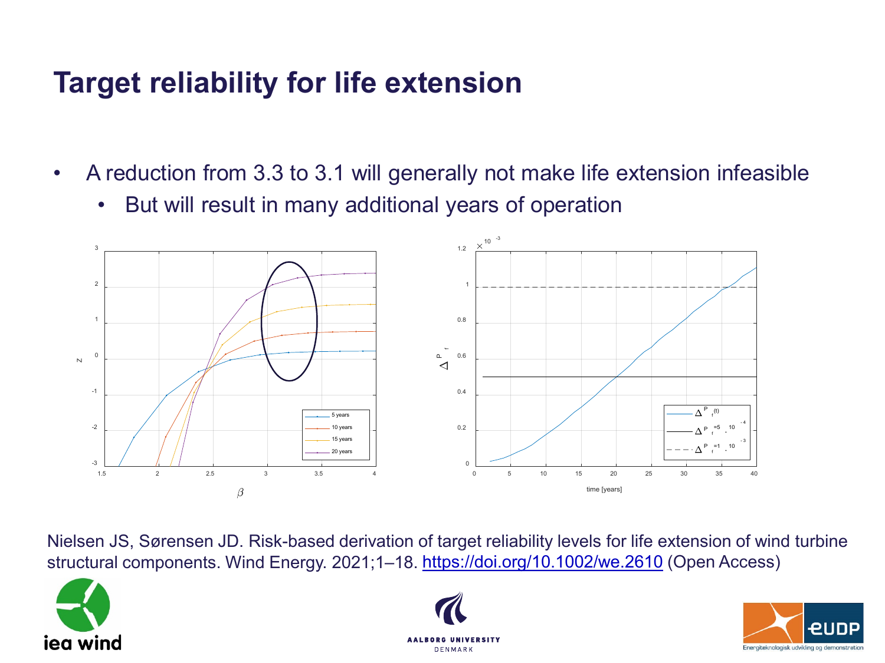# Target reliability for life extension

- A reduction from 3.3 to 3.1 will generally not make life extension infeasible
  - But will result in many additional years of operation

Nielsen JS, Sørensen JD. Risk-based derivation of target reliability levels for life extension of wind turbine structural components. Wind Energy. 2021;1–18. https://doi.org/10.1002/we.2610 (Open Access)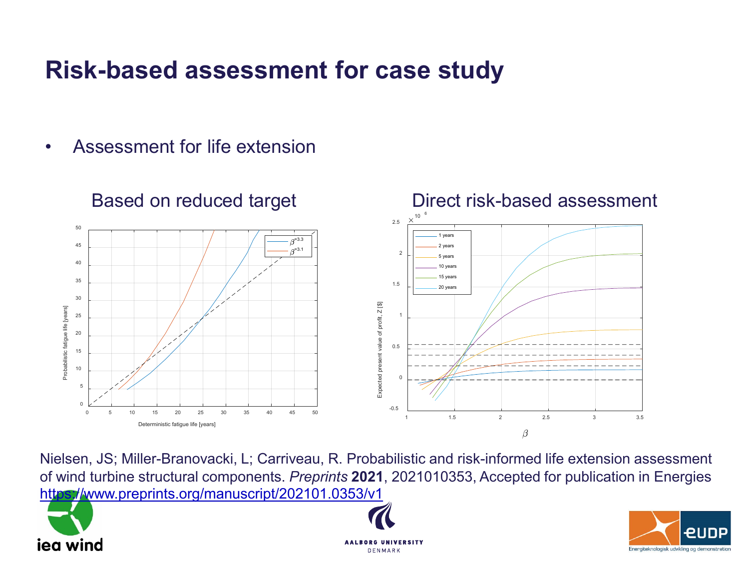# Risk-based assessment for case study

- Assessment for life extension

Based on reduced target

Direct risk-based assessment

Nielsen, JS; Miller-Branovacki, L; Carriveau, R. Probabilistic and risk-informed life extension assessment of wind turbine structural components. *Preprints* **2021**, 2021010353, Accepted for publication in Energies https://www.preprints.org/manuscript/202101.0353/v1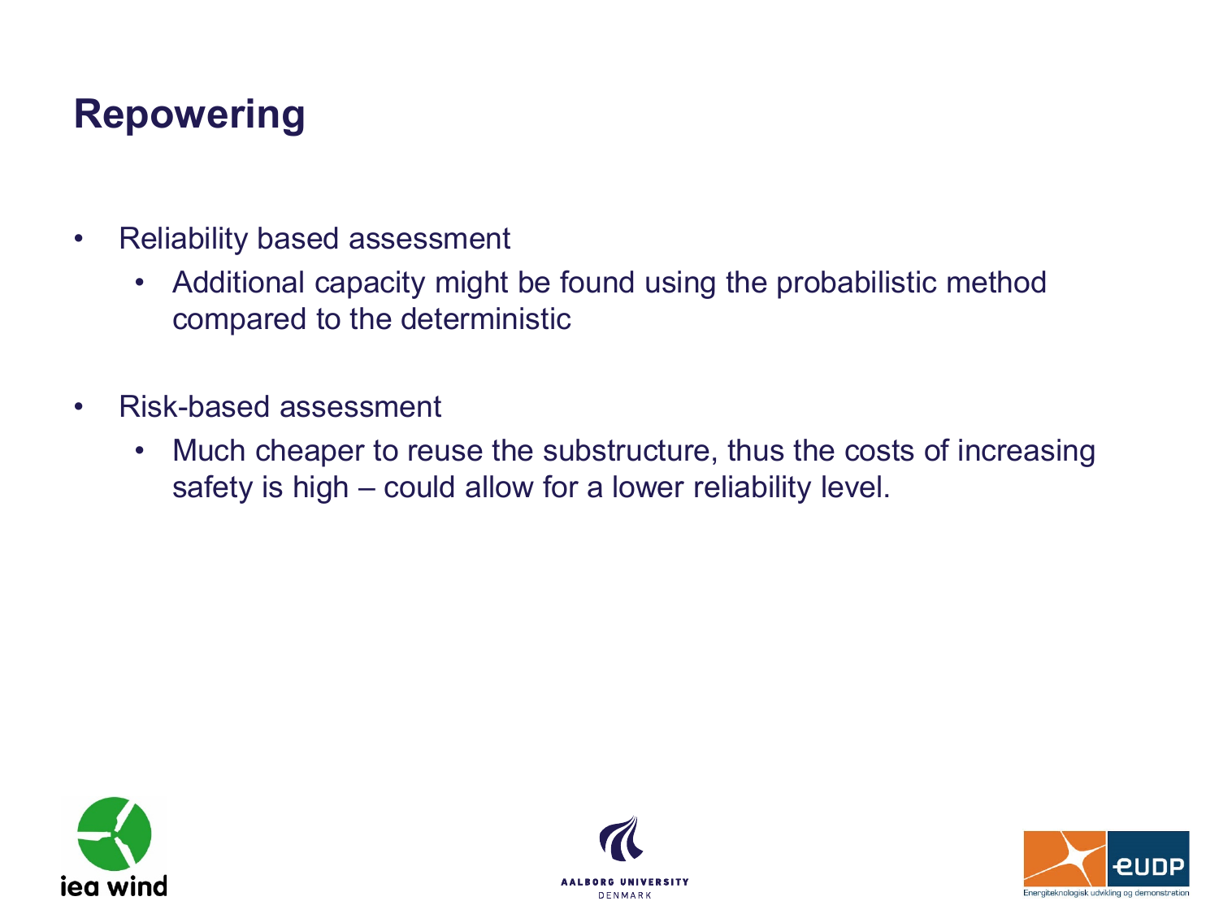# Repowering

- Reliability based assessment
  - Additional capacity might be found using the probabilistic method compared to the deterministic
- Risk-based assessment
  - Much cheaper to reuse the substructure, thus the costs of increasing safety is high – could allow for a lower reliability level.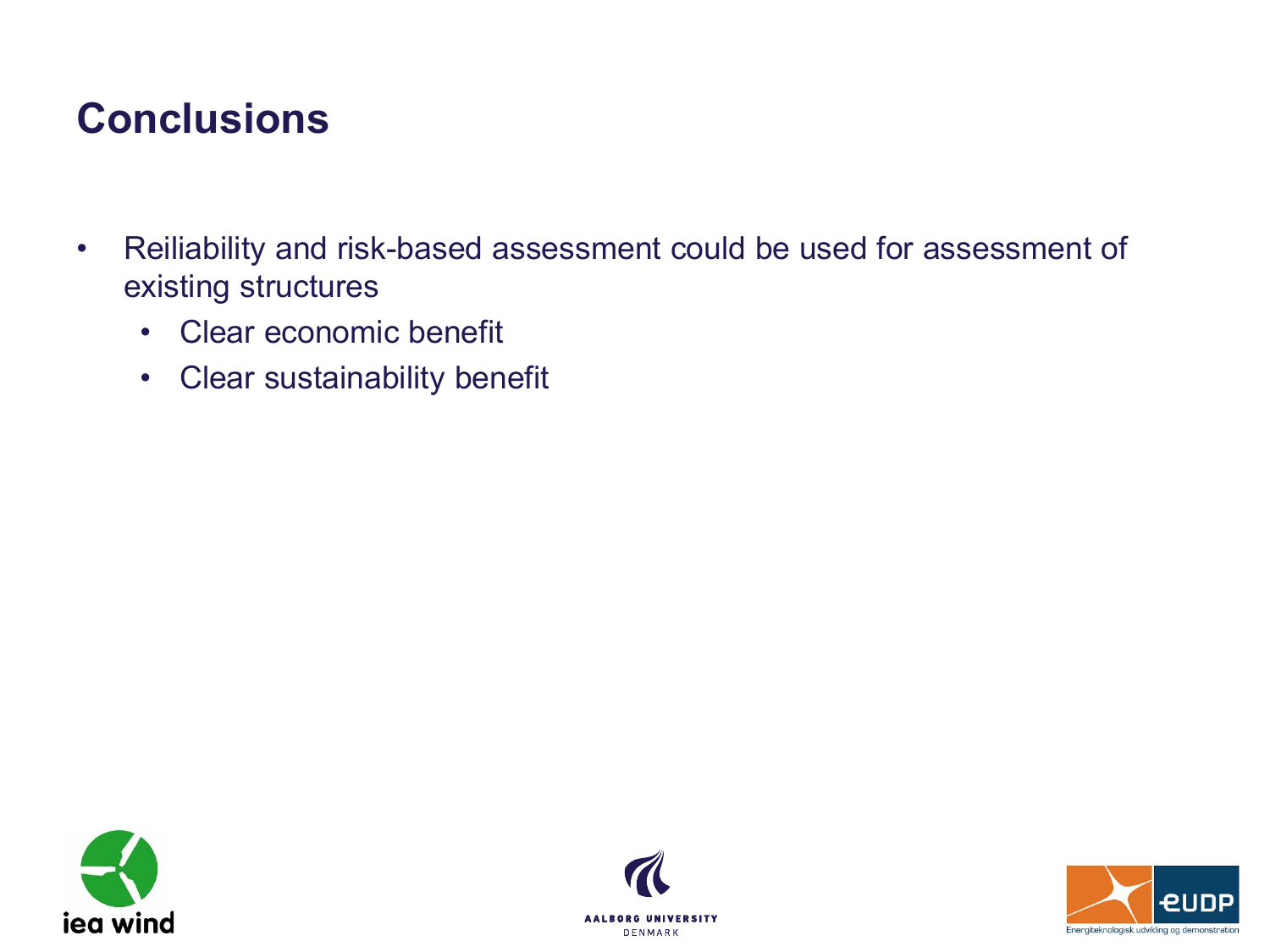# Conclusions

- Reiliability and risk-based assessment could be used for assessment of existing structures
  - Clear economic benefit
  - Clear sustainability benefit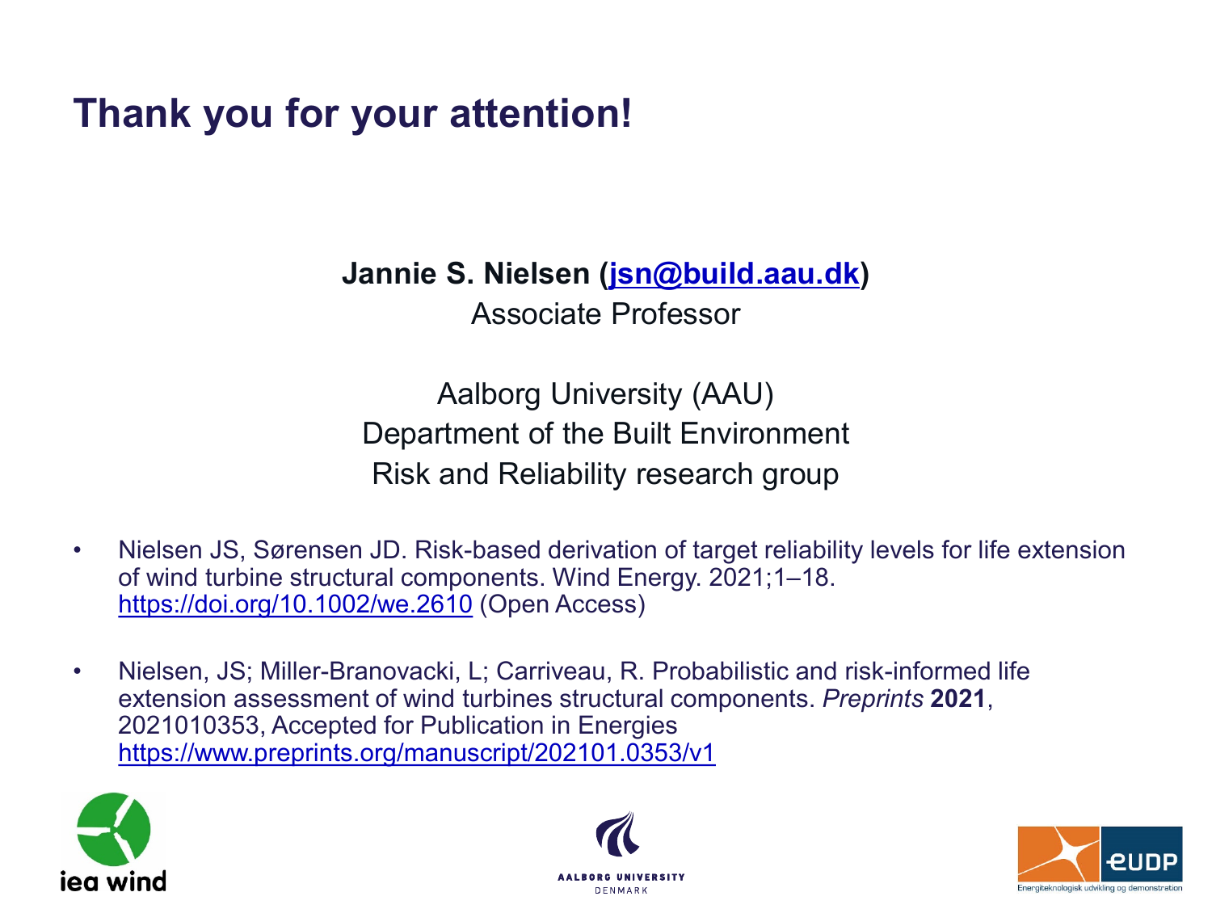# Thank you for your attention!

**Jannie S. Nielsen (jsn@build.aau.dk)**
Associate Professor

Aalborg University (AAU)
Department of the Built Environment
Risk and Reliability research group

- Nielsen JS, Sørensen JD. Risk-based derivation of target reliability levels for life extension of wind turbine structural components. Wind Energy. 2021;1–18. https://doi.org/10.1002/we.2610 (Open Access)

- Nielsen, JS; Miller-Branovacki, L; Carriveau, R. Probabilistic and risk-informed life extension assessment of wind turbines structural components. *Preprints* **2021**, 2021010353, Accepted for Publication in Energies https://www.preprints.org/manuscript/202101.0353/v1

iea wind

AALBORG UNIVERSITY
DENMARK

EUDP
Energiteknologisk udvikling og demonstration